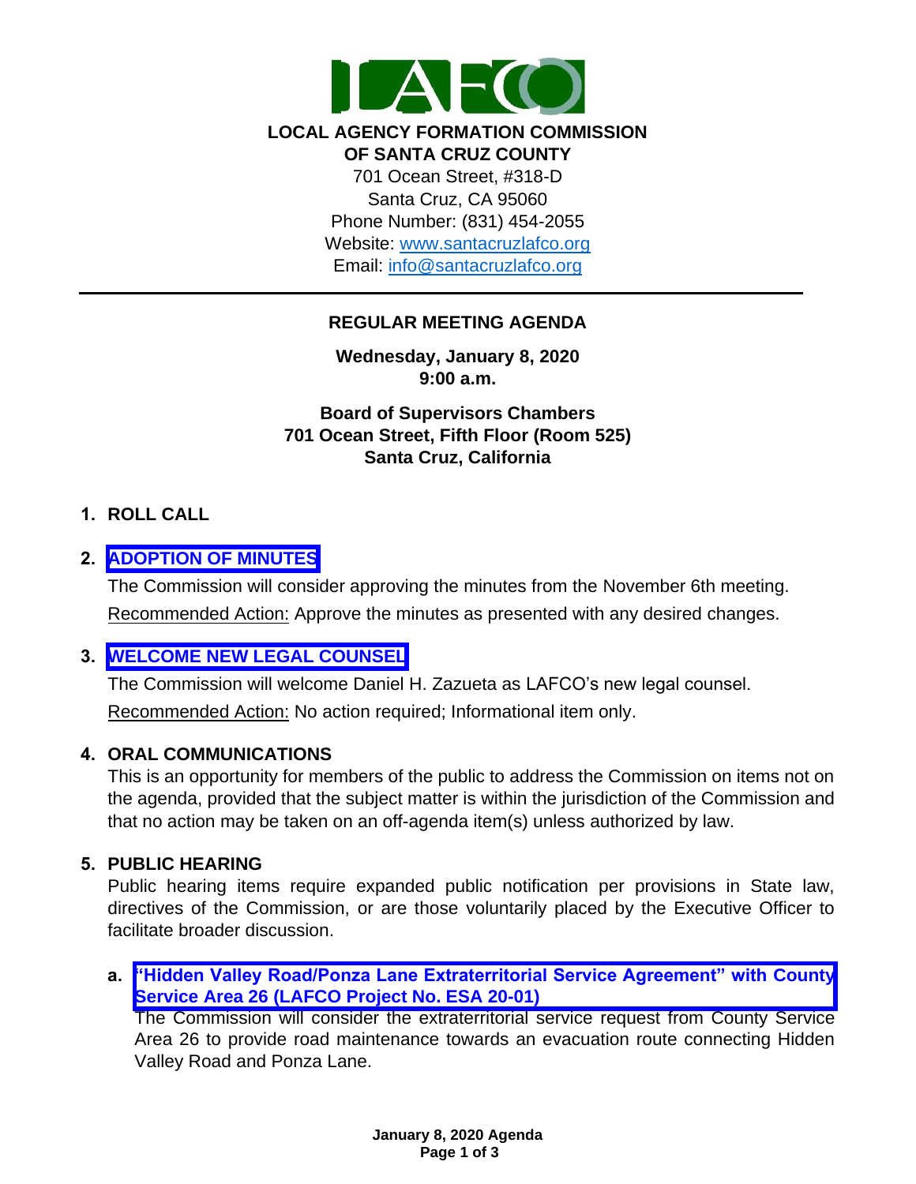**LOCAL AGENCY FORMATION COMMISSION**
**OF SANTA CRUZ COUNTY**
701 Ocean Street, #318-D
Santa Cruz, CA 95060
Phone Number: (831) 454-2055
Website: www.santacruzlafco.org
Email: info@santacruzlafco.org

---

# REGULAR MEETING AGENDA

**Wednesday, January 8, 2020**
**9:00 a.m.**

**Board of Supervisors Chambers**
**701 Ocean Street, Fifth Floor (Room 525)**
**Santa Cruz, California**

## 1. ROLL CALL

## 2. ADOPTION OF MINUTES

The Commission will consider approving the minutes from the November 6th meeting.

Recommended Action: Approve the minutes as presented with any desired changes.

## 3. WELCOME NEW LEGAL COUNSEL

The Commission will welcome Daniel H. Zazueta as LAFCO's new legal counsel.

Recommended Action: No action required; Informational item only.

## 4. ORAL COMMUNICATIONS

This is an opportunity for members of the public to address the Commission on items not on the agenda, provided that the subject matter is within the jurisdiction of the Commission and that no action may be taken on an off-agenda item(s) unless authorized by law.

## 5. PUBLIC HEARING

Public hearing items require expanded public notification per provisions in State law, directives of the Commission, or are those voluntarily placed by the Executive Officer to facilitate broader discussion.

**a. "Hidden Valley Road/Ponza Lane Extraterritorial Service Agreement" with County Service Area 26 (LAFCO Project No. ESA 20-01)**

The Commission will consider the extraterritorial service request from County Service Area 26 to provide road maintenance towards an evacuation route connecting Hidden Valley Road and Ponza Lane.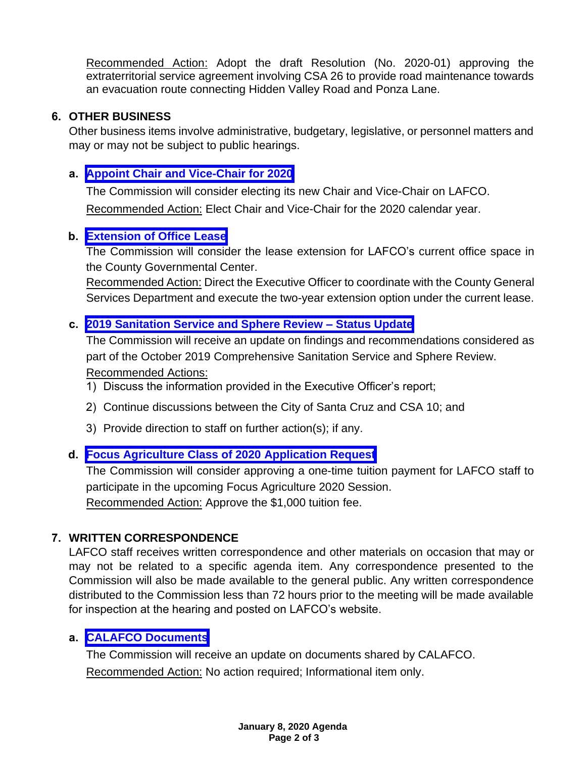Recommended Action: Adopt the draft Resolution (No. 2020-01) approving the extraterritorial service agreement involving CSA 26 to provide road maintenance towards an evacuation route connecting Hidden Valley Road and Ponza Lane.

## 6. OTHER BUSINESS

Other business items involve administrative, budgetary, legislative, or personnel matters and may or may not be subject to public hearings.

**a. Appoint Chair and Vice-Chair for 2020**

The Commission will consider electing its new Chair and Vice-Chair on LAFCO.

Recommended Action: Elect Chair and Vice-Chair for the 2020 calendar year.

**b. Extension of Office Lease**

The Commission will consider the lease extension for LAFCO's current office space in the County Governmental Center.

Recommended Action: Direct the Executive Officer to coordinate with the County General Services Department and execute the two-year extension option under the current lease.

**c. 2019 Sanitation Service and Sphere Review – Status Update**

The Commission will receive an update on findings and recommendations considered as part of the October 2019 Comprehensive Sanitation Service and Sphere Review.

Recommended Actions:

1) Discuss the information provided in the Executive Officer's report;
2) Continue discussions between the City of Santa Cruz and CSA 10; and
3) Provide direction to staff on further action(s); if any.

**d. Focus Agriculture Class of 2020 Application Request**

The Commission will consider approving a one-time tuition payment for LAFCO staff to participate in the upcoming Focus Agriculture 2020 Session.

Recommended Action: Approve the $1,000 tuition fee.

## 7. WRITTEN CORRESPONDENCE

LAFCO staff receives written correspondence and other materials on occasion that may or may not be related to a specific agenda item. Any correspondence presented to the Commission will also be made available to the general public. Any written correspondence distributed to the Commission less than 72 hours prior to the meeting will be made available for inspection at the hearing and posted on LAFCO's website.

**a. CALAFCO Documents**

The Commission will receive an update on documents shared by CALAFCO.

Recommended Action: No action required; Informational item only.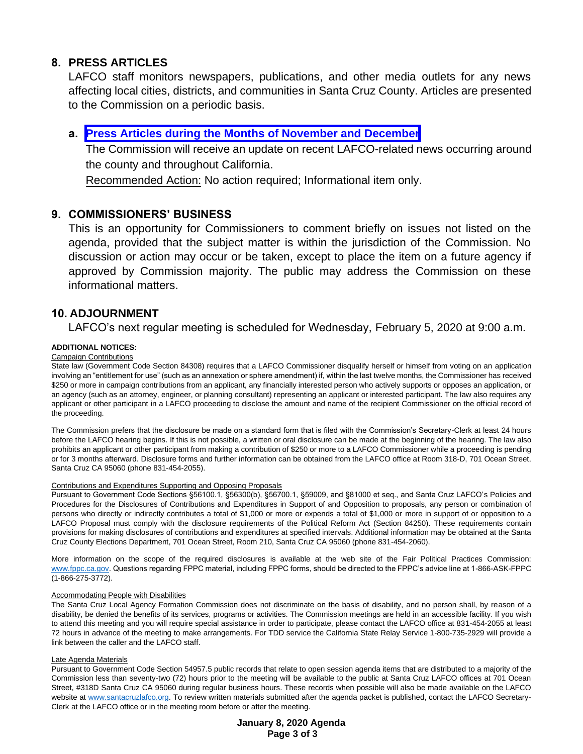## 8. PRESS ARTICLES

LAFCO staff monitors newspapers, publications, and other media outlets for any news affecting local cities, districts, and communities in Santa Cruz County. Articles are presented to the Commission on a periodic basis.

**a. Press Articles during the Months of November and December**

The Commission will receive an update on recent LAFCO-related news occurring around the county and throughout California.

Recommended Action: No action required; Informational item only.

## 9. COMMISSIONERS' BUSINESS

This is an opportunity for Commissioners to comment briefly on issues not listed on the agenda, provided that the subject matter is within the jurisdiction of the Commission. No discussion or action may occur or be taken, except to place the item on a future agency if approved by Commission majority. The public may address the Commission on these informational matters.

## 10. ADJOURNMENT

LAFCO's next regular meeting is scheduled for Wednesday, February 5, 2020 at 9:00 a.m.

**ADDITIONAL NOTICES:**

Campaign Contributions

State law (Government Code Section 84308) requires that a LAFCO Commissioner disqualify herself or himself from voting on an application involving an "entitlement for use" (such as an annexation or sphere amendment) if, within the last twelve months, the Commissioner has received $250 or more in campaign contributions from an applicant, any financially interested person who actively supports or opposes an application, or an agency (such as an attorney, engineer, or planning consultant) representing an applicant or interested participant. The law also requires any applicant or other participant in a LAFCO proceeding to disclose the amount and name of the recipient Commissioner on the official record of the proceeding.

The Commission prefers that the disclosure be made on a standard form that is filed with the Commission's Secretary-Clerk at least 24 hours before the LAFCO hearing begins. If this is not possible, a written or oral disclosure can be made at the beginning of the hearing. The law also prohibits an applicant or other participant from making a contribution of $250 or more to a LAFCO Commissioner while a proceeding is pending or for 3 months afterward. Disclosure forms and further information can be obtained from the LAFCO office at Room 318-D, 701 Ocean Street, Santa Cruz CA 95060 (phone 831-454-2055).

Contributions and Expenditures Supporting and Opposing Proposals

Pursuant to Government Code Sections §56100.1, §56300(b), §56700.1, §59009, and §81000 et seq., and Santa Cruz LAFCO's Policies and Procedures for the Disclosures of Contributions and Expenditures in Support of and Opposition to proposals, any person or combination of persons who directly or indirectly contributes a total of $1,000 or more or expends a total of $1,000 or more in support of or opposition to a LAFCO Proposal must comply with the disclosure requirements of the Political Reform Act (Section 84250). These requirements contain provisions for making disclosures of contributions and expenditures at specified intervals. Additional information may be obtained at the Santa Cruz County Elections Department, 701 Ocean Street, Room 210, Santa Cruz CA 95060 (phone 831-454-2060).

More information on the scope of the required disclosures is available at the web site of the Fair Political Practices Commission: www.fppc.ca.gov. Questions regarding FPPC material, including FPPC forms, should be directed to the FPPC's advice line at 1-866-ASK-FPPC (1-866-275-3772).

Accommodating People with Disabilities

The Santa Cruz Local Agency Formation Commission does not discriminate on the basis of disability, and no person shall, by reason of a disability, be denied the benefits of its services, programs or activities. The Commission meetings are held in an accessible facility. If you wish to attend this meeting and you will require special assistance in order to participate, please contact the LAFCO office at 831-454-2055 at least 72 hours in advance of the meeting to make arrangements. For TDD service the California State Relay Service 1-800-735-2929 will provide a link between the caller and the LAFCO staff.

Late Agenda Materials

Pursuant to Government Code Section 54957.5 public records that relate to open session agenda items that are distributed to a majority of the Commission less than seventy-two (72) hours prior to the meeting will be available to the public at Santa Cruz LAFCO offices at 701 Ocean Street, #318D Santa Cruz CA 95060 during regular business hours. These records when possible will also be made available on the LAFCO website at www.santacruzlafco.org. To review written materials submitted after the agenda packet is published, contact the LAFCO Secretary-Clerk at the LAFCO office or in the meeting room before or after the meeting.